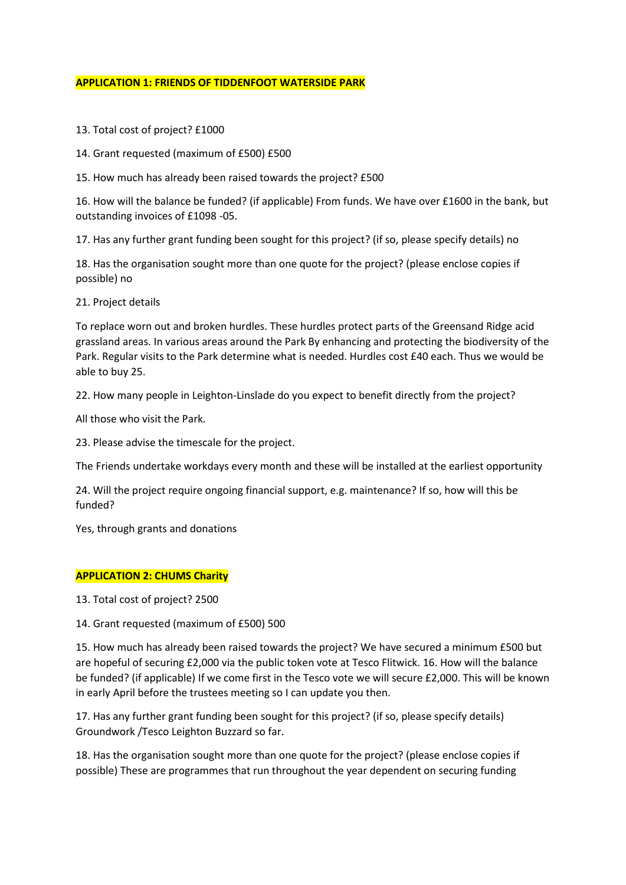**APPLICATION 1: FRIENDS OF TIDDENFOOT WATERSIDE PARK**

13. Total cost of project? £1000

14. Grant requested (maximum of £500) £500

15. How much has already been raised towards the project? £500

16. How will the balance be funded? (if applicable) From funds. We have over £1600 in the bank, but outstanding invoices of £1098 -05.

17. Has any further grant funding been sought for this project? (if so, please specify details) no

18. Has the organisation sought more than one quote for the project? (please enclose copies if possible) no

21. Project details

To replace worn out and broken hurdles. These hurdles protect parts of the Greensand Ridge acid grassland areas. In various areas around the Park By enhancing and protecting the biodiversity of the Park. Regular visits to the Park determine what is needed. Hurdles cost £40 each. Thus we would be able to buy 25.

22. How many people in Leighton-Linslade do you expect to benefit directly from the project?

All those who visit the Park.

23. Please advise the timescale for the project.

The Friends undertake workdays every month and these will be installed at the earliest opportunity

24. Will the project require ongoing financial support, e.g. maintenance? If so, how will this be funded?

Yes, through grants and donations

**APPLICATION 2: CHUMS Charity**

13. Total cost of project? 2500

14. Grant requested (maximum of £500) 500

15. How much has already been raised towards the project? We have secured a minimum £500 but are hopeful of securing £2,000 via the public token vote at Tesco Flitwick. 16. How will the balance be funded? (if applicable) If we come first in the Tesco vote we will secure £2,000. This will be known in early April before the trustees meeting so I can update you then.

17. Has any further grant funding been sought for this project? (if so, please specify details) Groundwork /Tesco Leighton Buzzard so far.

18. Has the organisation sought more than one quote for the project? (please enclose copies if possible) These are programmes that run throughout the year dependent on securing funding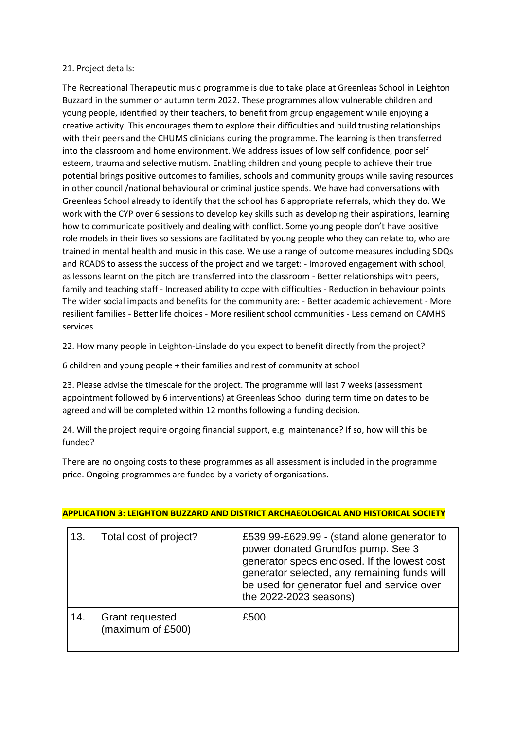21. Project details:

The Recreational Therapeutic music programme is due to take place at Greenleas School in Leighton Buzzard in the summer or autumn term 2022. These programmes allow vulnerable children and young people, identified by their teachers, to benefit from group engagement while enjoying a creative activity. This encourages them to explore their difficulties and build trusting relationships with their peers and the CHUMS clinicians during the programme. The learning is then transferred into the classroom and home environment. We address issues of low self confidence, poor self esteem, trauma and selective mutism. Enabling children and young people to achieve their true potential brings positive outcomes to families, schools and community groups while saving resources in other council /national behavioural or criminal justice spends. We have had conversations with Greenleas School already to identify that the school has 6 appropriate referrals, which they do. We work with the CYP over 6 sessions to develop key skills such as developing their aspirations, learning how to communicate positively and dealing with conflict. Some young people don't have positive role models in their lives so sessions are facilitated by young people who they can relate to, who are trained in mental health and music in this case. We use a range of outcome measures including SDQs and RCADS to assess the success of the project and we target: - Improved engagement with school, as lessons learnt on the pitch are transferred into the classroom - Better relationships with peers, family and teaching staff - Increased ability to cope with difficulties - Reduction in behaviour points The wider social impacts and benefits for the community are: - Better academic achievement - More resilient families - Better life choices - More resilient school communities - Less demand on CAMHS services

22. How many people in Leighton-Linslade do you expect to benefit directly from the project?

6 children and young people + their families and rest of community at school

23. Please advise the timescale for the project. The programme will last 7 weeks (assessment appointment followed by 6 interventions) at Greenleas School during term time on dates to be agreed and will be completed within 12 months following a funding decision.

24. Will the project require ongoing financial support, e.g. maintenance? If so, how will this be funded?

There are no ongoing costs to these programmes as all assessment is included in the programme price. Ongoing programmes are funded by a variety of organisations.

## APPLICATION 3: LEIGHTON BUZZARD AND DISTRICT ARCHAEOLOGICAL AND HISTORICAL SOCIETY

| | | |
|---|---|---|
| 13. | Total cost of project? | £539.99-£629.99 - (stand alone generator to power donated Grundfos pump. See 3 generator specs enclosed. If the lowest cost generator selected, any remaining funds will be used for generator fuel and service over the 2022-2023 seasons) |
| 14. | Grant requested (maximum of £500) | £500 |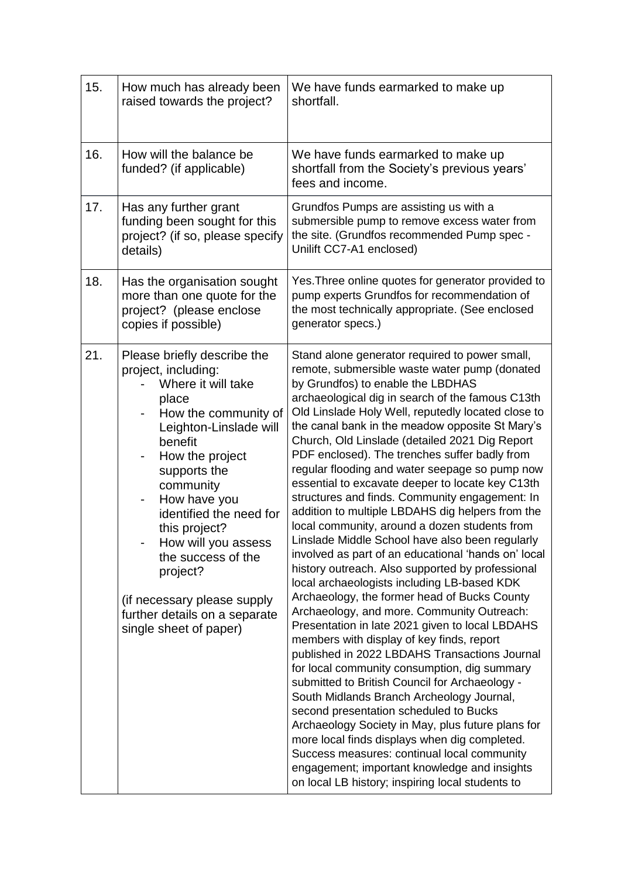| | | |
|---|---|---|
| 15. | How much has already been raised towards the project? | We have funds earmarked to make up shortfall. |
| 16. | How will the balance be funded? (if applicable) | We have funds earmarked to make up shortfall from the Society's previous years' fees and income. |
| 17. | Has any further grant funding been sought for this project? (if so, please specify details) | Grundfos Pumps are assisting us with a submersible pump to remove excess water from the site. (Grundfos recommended Pump spec - Unilift CC7-A1 enclosed) |
| 18. | Has the organisation sought more than one quote for the project? (please enclose copies if possible) | Yes.Three online quotes for generator provided to pump experts Grundfos for recommendation of the most technically appropriate. (See enclosed generator specs.) |
| 21. | Please briefly describe the project, including:<br>- Where it will take place<br>- How the community of Leighton-Linslade will benefit<br>- How the project supports the community<br>- How have you identified the need for this project?<br>- How will you assess the success of the project?<br><br>(if necessary please supply further details on a separate single sheet of paper) | Stand alone generator required to power small, remote, submersible waste water pump (donated by Grundfos) to enable the LBDHAS archaeological dig in search of the famous C13th Old Linslade Holy Well, reputedly located close to the canal bank in the meadow opposite St Mary's Church, Old Linslade (detailed 2021 Dig Report PDF enclosed). The trenches suffer badly from regular flooding and water seepage so pump now essential to excavate deeper to locate key C13th structures and finds. Community engagement: In addition to multiple LBDAHS dig helpers from the local community, around a dozen students from Linslade Middle School have also been regularly involved as part of an educational 'hands on' local history outreach. Also supported by professional local archaeologists including LB-based KDK Archaeology, the former head of Bucks County Archaeology, and more. Community Outreach: Presentation in late 2021 given to local LBDAHS members with display of key finds, report published in 2022 LBDAHS Transactions Journal for local community consumption, dig summary submitted to British Council for Archaeology - South Midlands Branch Archeology Journal, second presentation scheduled to Bucks Archaeology Society in May, plus future plans for more local finds displays when dig completed. Success measures: continual local community engagement; important knowledge and insights on local LB history; inspiring local students to |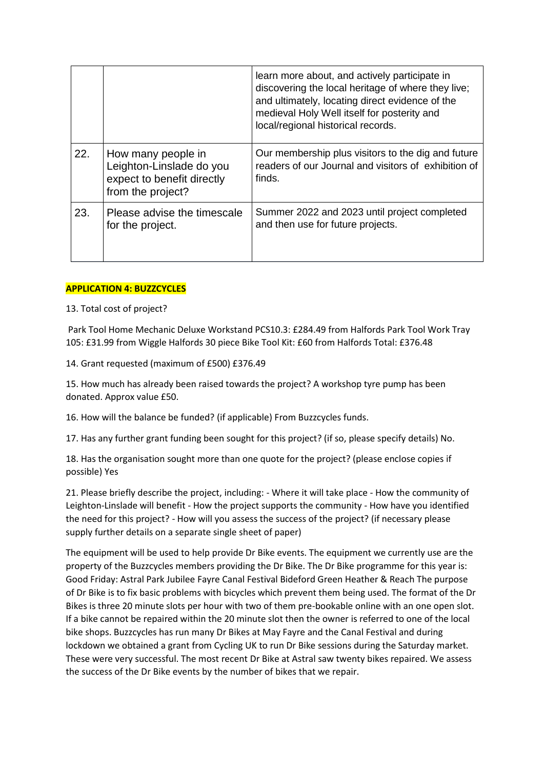|  |  | learn more about, and actively participate in discovering the local heritage of where they live; and ultimately, locating direct evidence of the medieval Holy Well itself for posterity and local/regional historical records. |
| --- | --- | --- |
| 22. | How many people in Leighton-Linslade do you expect to benefit directly from the project? | Our membership plus visitors to the dig and future readers of our Journal and visitors of exhibition of finds. |
| 23. | Please advise the timescale for the project. | Summer 2022 and 2023 until project completed and then use for future projects. |

**APPLICATION 4: BUZZCYCLES**

13. Total cost of project?

Park Tool Home Mechanic Deluxe Workstand PCS10.3: £284.49 from Halfords Park Tool Work Tray 105: £31.99 from Wiggle Halfords 30 piece Bike Tool Kit: £60 from Halfords Total: £376.48

14. Grant requested (maximum of £500) £376.49

15. How much has already been raised towards the project? A workshop tyre pump has been donated. Approx value £50.

16. How will the balance be funded? (if applicable) From Buzzcycles funds.

17. Has any further grant funding been sought for this project? (if so, please specify details) No.

18. Has the organisation sought more than one quote for the project? (please enclose copies if possible) Yes

21. Please briefly describe the project, including: - Where it will take place - How the community of Leighton-Linslade will benefit - How the project supports the community - How have you identified the need for this project? - How will you assess the success of the project? (if necessary please supply further details on a separate single sheet of paper)

The equipment will be used to help provide Dr Bike events. The equipment we currently use are the property of the Buzzcycles members providing the Dr Bike. The Dr Bike programme for this year is: Good Friday: Astral Park Jubilee Fayre Canal Festival Bideford Green Heather & Reach The purpose of the Dr Bike is to fix basic problems with bicycles which prevent them being used. The format of the Dr Bikes is three 20 minute slots per hour with two of them pre-bookable online with an one open slot. If a bike cannot be repaired within the 20 minute slot then the owner is referred to one of the local bike shops. Buzzcycles has run many Dr Bikes at May Fayre and the Canal Festival and during lockdown we obtained a grant from Cycling UK to run Dr Bike sessions during the Saturday market. These were very successful. The most recent Dr Bike at Astral saw twenty bikes repaired. We assess the success of the Dr Bike events by the number of bikes that we repair.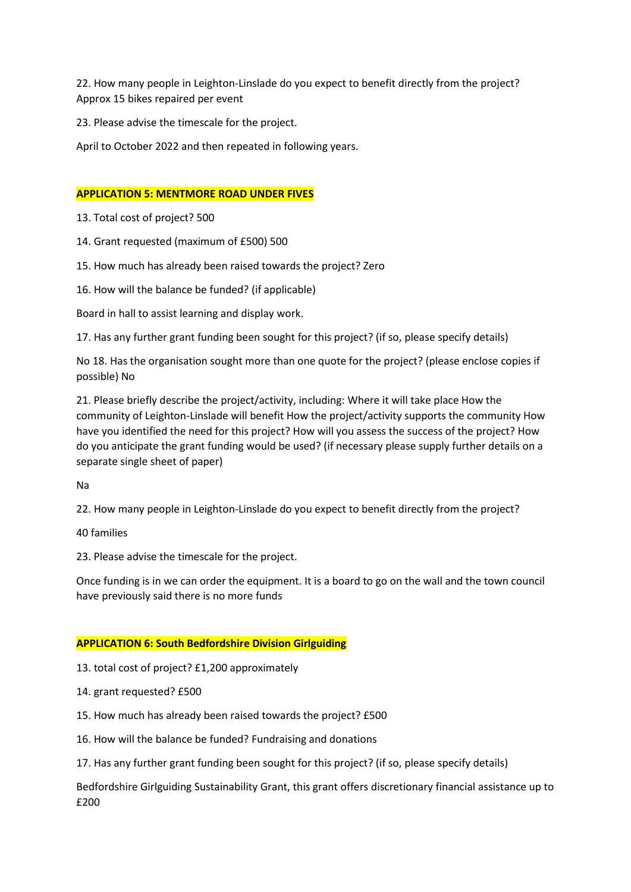22. How many people in Leighton-Linslade do you expect to benefit directly from the project? Approx 15 bikes repaired per event

23. Please advise the timescale for the project.

April to October 2022 and then repeated in following years.

**APPLICATION 5: MENTMORE ROAD UNDER FIVES**

13. Total cost of project? 500

14. Grant requested (maximum of £500) 500

15. How much has already been raised towards the project? Zero

16. How will the balance be funded? (if applicable)

Board in hall to assist learning and display work.

17. Has any further grant funding been sought for this project? (if so, please specify details)

No 18. Has the organisation sought more than one quote for the project? (please enclose copies if possible) No

21. Please briefly describe the project/activity, including: Where it will take place How the community of Leighton-Linslade will benefit How the project/activity supports the community How have you identified the need for this project? How will you assess the success of the project? How do you anticipate the grant funding would be used? (if necessary please supply further details on a separate single sheet of paper)

Na

22. How many people in Leighton-Linslade do you expect to benefit directly from the project?

40 families

23. Please advise the timescale for the project.

Once funding is in we can order the equipment. It is a board to go on the wall and the town council have previously said there is no more funds

**APPLICATION 6: South Bedfordshire Division Girlguiding**

13. total cost of project? £1,200 approximately

14. grant requested? £500

15. How much has already been raised towards the project? £500

16. How will the balance be funded? Fundraising and donations

17. Has any further grant funding been sought for this project? (if so, please specify details)

Bedfordshire Girlguiding Sustainability Grant, this grant offers discretionary financial assistance up to £200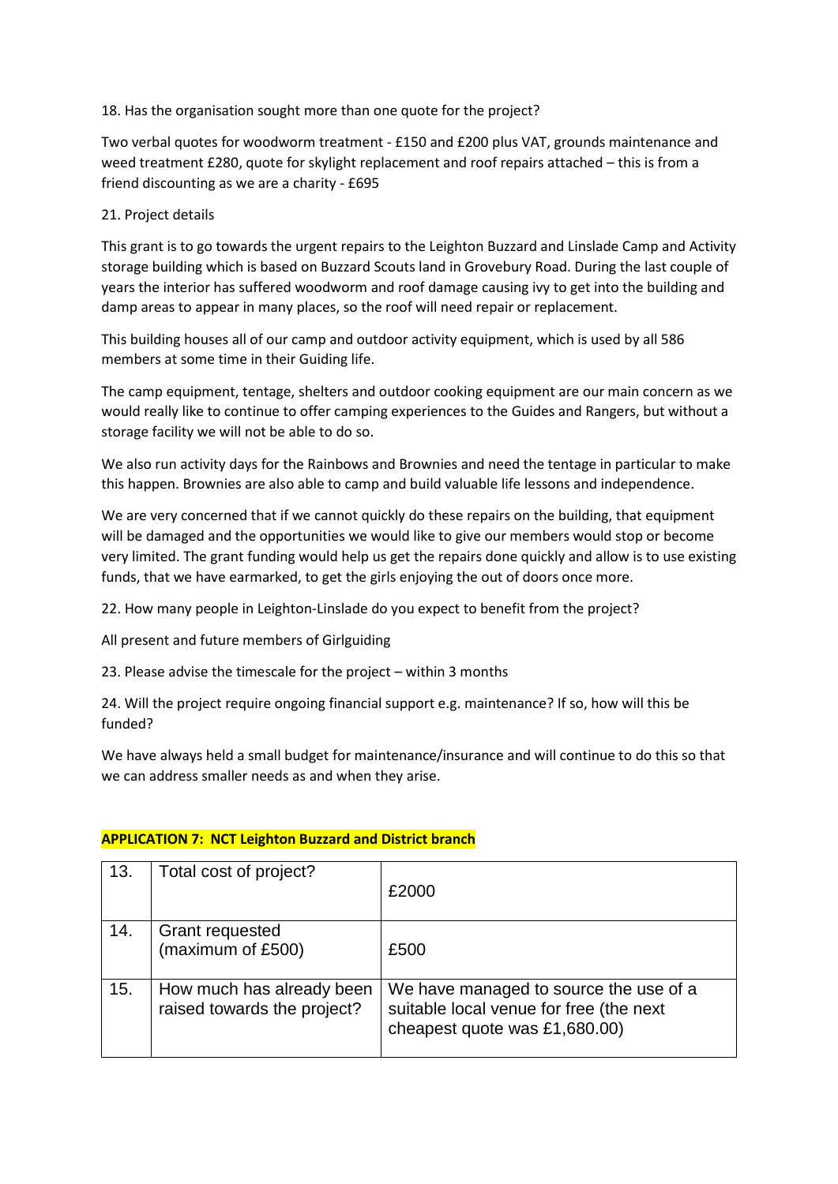18. Has the organisation sought more than one quote for the project?

Two verbal quotes for woodworm treatment - £150 and £200 plus VAT, grounds maintenance and weed treatment £280, quote for skylight replacement and roof repairs attached – this is from a friend discounting as we are a charity - £695

21. Project details

This grant is to go towards the urgent repairs to the Leighton Buzzard and Linslade Camp and Activity storage building which is based on Buzzard Scouts land in Grovebury Road. During the last couple of years the interior has suffered woodworm and roof damage causing ivy to get into the building and damp areas to appear in many places, so the roof will need repair or replacement.

This building houses all of our camp and outdoor activity equipment, which is used by all 586 members at some time in their Guiding life.

The camp equipment, tentage, shelters and outdoor cooking equipment are our main concern as we would really like to continue to offer camping experiences to the Guides and Rangers, but without a storage facility we will not be able to do so.

We also run activity days for the Rainbows and Brownies and need the tentage in particular to make this happen. Brownies are also able to camp and build valuable life lessons and independence.

We are very concerned that if we cannot quickly do these repairs on the building, that equipment will be damaged and the opportunities we would like to give our members would stop or become very limited. The grant funding would help us get the repairs done quickly and allow is to use existing funds, that we have earmarked, to get the girls enjoying the out of doors once more.

22. How many people in Leighton-Linslade do you expect to benefit from the project?

All present and future members of Girlguiding

23. Please advise the timescale for the project – within 3 months

24. Will the project require ongoing financial support e.g. maintenance? If so, how will this be funded?

We have always held a small budget for maintenance/insurance and will continue to do this so that we can address smaller needs as and when they arise.

**APPLICATION 7: NCT Leighton Buzzard and District branch**

| | | |
|---|---|---|
| 13. | Total cost of project? | £2000 |
| 14. | Grant requested (maximum of £500) | £500 |
| 15. | How much has already been raised towards the project? | We have managed to source the use of a suitable local venue for free (the next cheapest quote was £1,680.00) |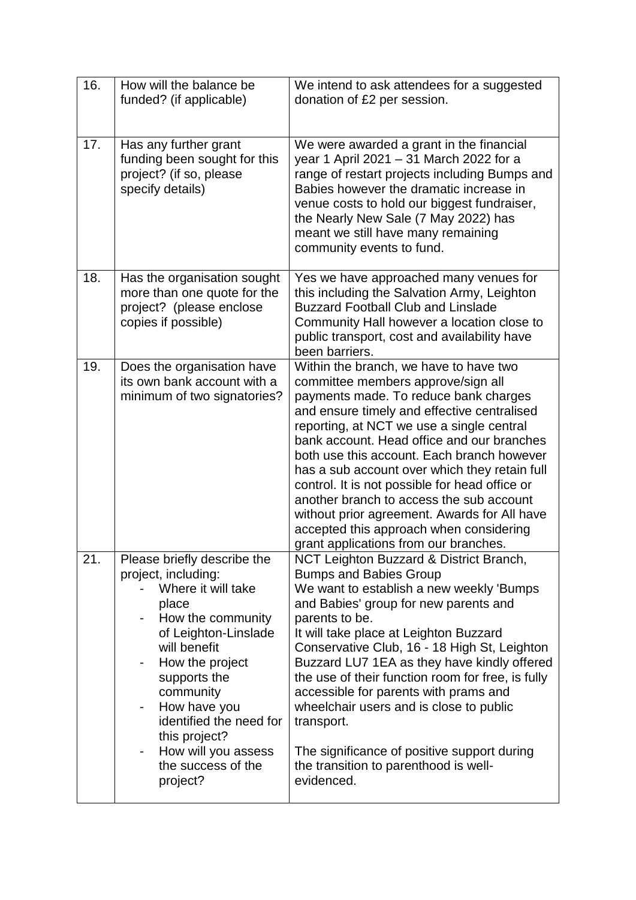| | | |
|---|---|---|
| 16. | How will the balance be funded? (if applicable) | We intend to ask attendees for a suggested donation of £2 per session. |
| 17. | Has any further grant funding been sought for this project? (if so, please specify details) | We were awarded a grant in the financial year 1 April 2021 – 31 March 2022 for a range of restart projects including Bumps and Babies however the dramatic increase in venue costs to hold our biggest fundraiser, the Nearly New Sale (7 May 2022) has meant we still have many remaining community events to fund. |
| 18. | Has the organisation sought more than one quote for the project? (please enclose copies if possible) | Yes we have approached many venues for this including the Salvation Army, Leighton Buzzard Football Club and Linslade Community Hall however a location close to public transport, cost and availability have been barriers. |
| 19. | Does the organisation have its own bank account with a minimum of two signatories? | Within the branch, we have to have two committee members approve/sign all payments made. To reduce bank charges and ensure timely and effective centralised reporting, at NCT we use a single central bank account. Head office and our branches both use this account. Each branch however has a sub account over which they retain full control. It is not possible for head office or another branch to access the sub account without prior agreement. Awards for All have accepted this approach when considering grant applications from our branches. |
| 21. | Please briefly describe the project, including:<br>- Where it will take place<br>- How the community of Leighton-Linslade will benefit<br>- How the project supports the community<br>- How have you identified the need for this project?<br>- How will you assess the success of the project? | NCT Leighton Buzzard & District Branch, Bumps and Babies Group<br>We want to establish a new weekly 'Bumps and Babies' group for new parents and parents to be.<br>It will take place at Leighton Buzzard Conservative Club, 16 - 18 High St, Leighton Buzzard LU7 1EA as they have kindly offered the use of their function room for free, is fully accessible for parents with prams and wheelchair users and is close to public transport.<br><br>The significance of positive support during the transition to parenthood is well-evidenced. |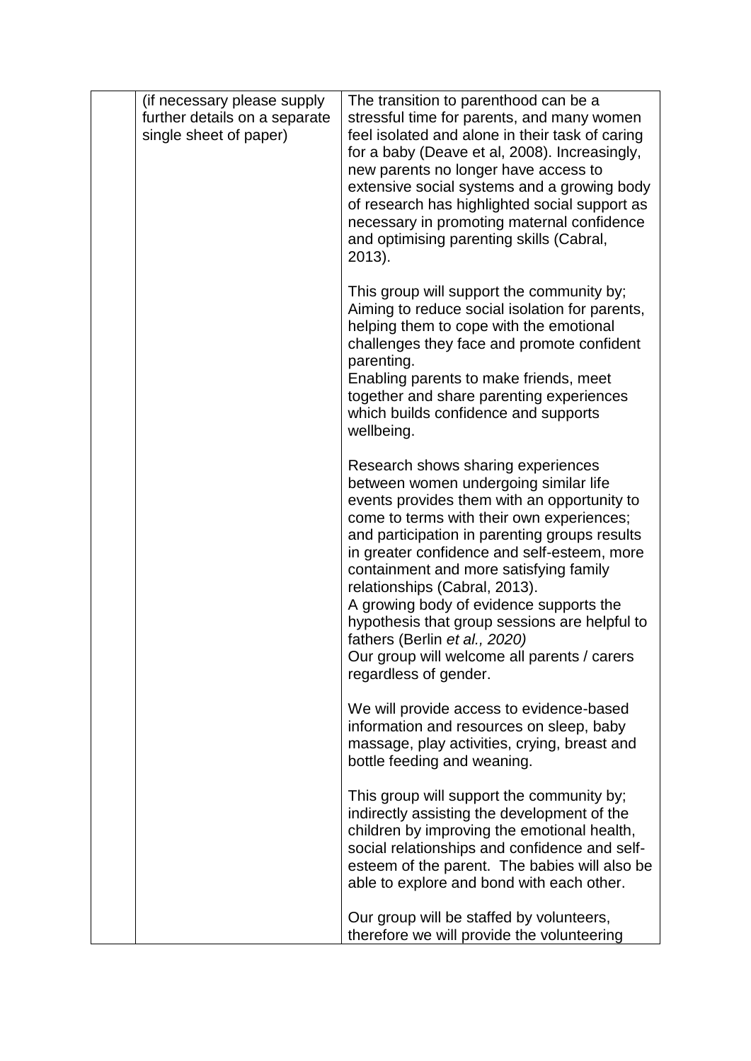|  | (if necessary please supply further details on a separate single sheet of paper) | The transition to parenthood can be a stressful time for parents, and many women feel isolated and alone in their task of caring for a baby (Deave et al, 2008). Increasingly, new parents no longer have access to extensive social systems and a growing body of research has highlighted social support as necessary in promoting maternal confidence and optimising parenting skills (Cabral, 2013).<br><br>This group will support the community by;<br>Aiming to reduce social isolation for parents, helping them to cope with the emotional challenges they face and promote confident parenting.<br>Enabling parents to make friends, meet together and share parenting experiences which builds confidence and supports wellbeing.<br><br>Research shows sharing experiences between women undergoing similar life events provides them with an opportunity to come to terms with their own experiences; and participation in parenting groups results in greater confidence and self-esteem, more containment and more satisfying family relationships (Cabral, 2013).<br>A growing body of evidence supports the hypothesis that group sessions are helpful to fathers (Berlin *et al., 2020)*<br>Our group will welcome all parents / carers regardless of gender.<br><br>We will provide access to evidence-based information and resources on sleep, baby massage, play activities, crying, breast and bottle feeding and weaning.<br><br>This group will support the community by; indirectly assisting the development of the children by improving the emotional health, social relationships and confidence and self-esteem of the parent. The babies will also be able to explore and bond with each other.<br><br>Our group will be staffed by volunteers, therefore we will provide the volunteering |
|---|---|---|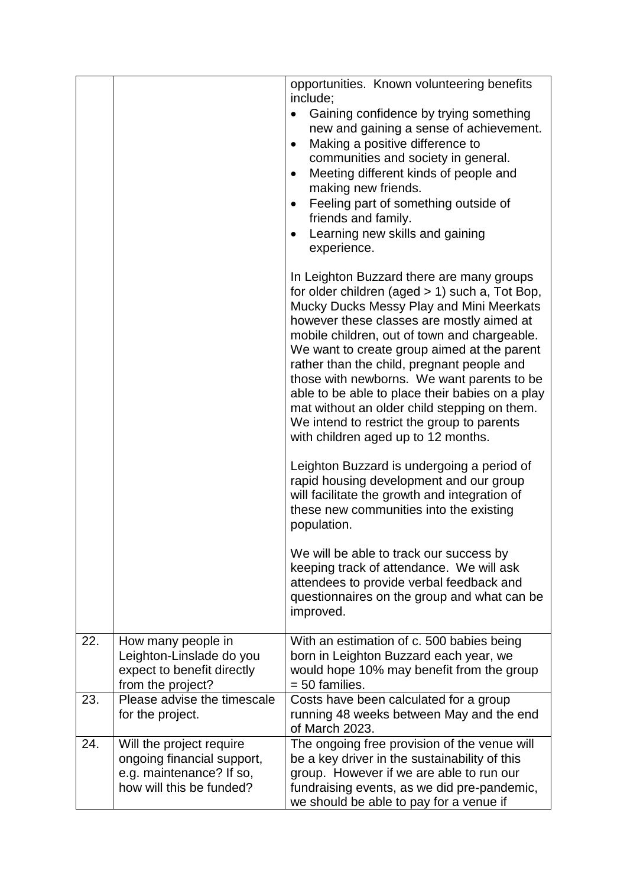| | | |
|---|---|---|
| | | opportunities. Known volunteering benefits include;<br>• Gaining confidence by trying something new and gaining a sense of achievement.<br>• Making a positive difference to communities and society in general.<br>• Meeting different kinds of people and making new friends.<br>• Feeling part of something outside of friends and family.<br>• Learning new skills and gaining experience.<br><br>In Leighton Buzzard there are many groups for older children (aged > 1) such a, Tot Bop, Mucky Ducks Messy Play and Mini Meerkats however these classes are mostly aimed at mobile children, out of town and chargeable. We want to create group aimed at the parent rather than the child, pregnant people and those with newborns. We want parents to be able to be able to place their babies on a play mat without an older child stepping on them. We intend to restrict the group to parents with children aged up to 12 months.<br><br>Leighton Buzzard is undergoing a period of rapid housing development and our group will facilitate the growth and integration of these new communities into the existing population.<br><br>We will be able to track our success by keeping track of attendance. We will ask attendees to provide verbal feedback and questionnaires on the group and what can be improved. |
| 22. | How many people in Leighton-Linslade do you expect to benefit directly from the project? | With an estimation of c. 500 babies being born in Leighton Buzzard each year, we would hope 10% may benefit from the group = 50 families. |
| 23. | Please advise the timescale for the project. | Costs have been calculated for a group running 48 weeks between May and the end of March 2023. |
| 24. | Will the project require ongoing financial support, e.g. maintenance? If so, how will this be funded? | The ongoing free provision of the venue will be a key driver in the sustainability of this group. However if we are able to run our fundraising events, as we did pre-pandemic, we should be able to pay for a venue if |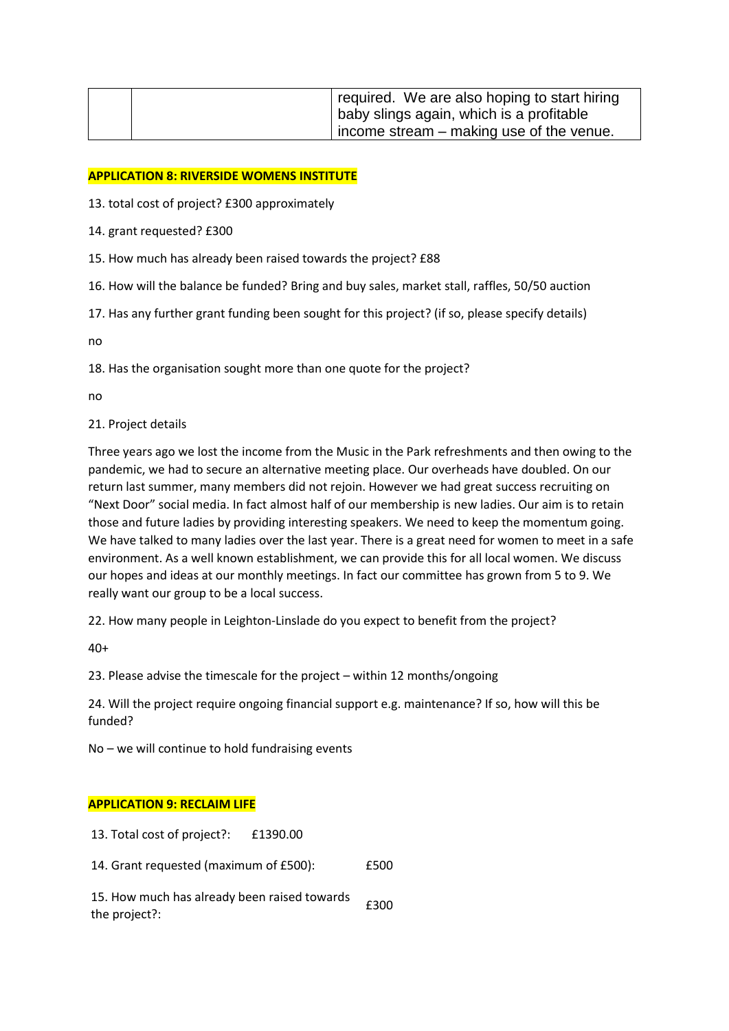| | | required. We are also hoping to start hiring baby slings again, which is a profitable income stream – making use of the venue. |
|---|---|---|

**APPLICATION 8: RIVERSIDE WOMENS INSTITUTE**

13. total cost of project? £300 approximately

14. grant requested? £300

15. How much has already been raised towards the project? £88

16. How will the balance be funded? Bring and buy sales, market stall, raffles, 50/50 auction

17. Has any further grant funding been sought for this project? (if so, please specify details)

no

18. Has the organisation sought more than one quote for the project?

no

21. Project details

Three years ago we lost the income from the Music in the Park refreshments and then owing to the pandemic, we had to secure an alternative meeting place. Our overheads have doubled. On our return last summer, many members did not rejoin. However we had great success recruiting on "Next Door" social media. In fact almost half of our membership is new ladies. Our aim is to retain those and future ladies by providing interesting speakers. We need to keep the momentum going. We have talked to many ladies over the last year. There is a great need for women to meet in a safe environment. As a well known establishment, we can provide this for all local women. We discuss our hopes and ideas at our monthly meetings. In fact our committee has grown from 5 to 9. We really want our group to be a local success.

22. How many people in Leighton-Linslade do you expect to benefit from the project?

40+

23. Please advise the timescale for the project – within 12 months/ongoing

24. Will the project require ongoing financial support e.g. maintenance? If so, how will this be funded?

No – we will continue to hold fundraising events

**APPLICATION 9: RECLAIM LIFE**

| | |
|---|---|
| 13. Total cost of project?: | £1390.00 |
| 14. Grant requested (maximum of £500): | £500 |
| 15. How much has already been raised towards the project?: | £300 |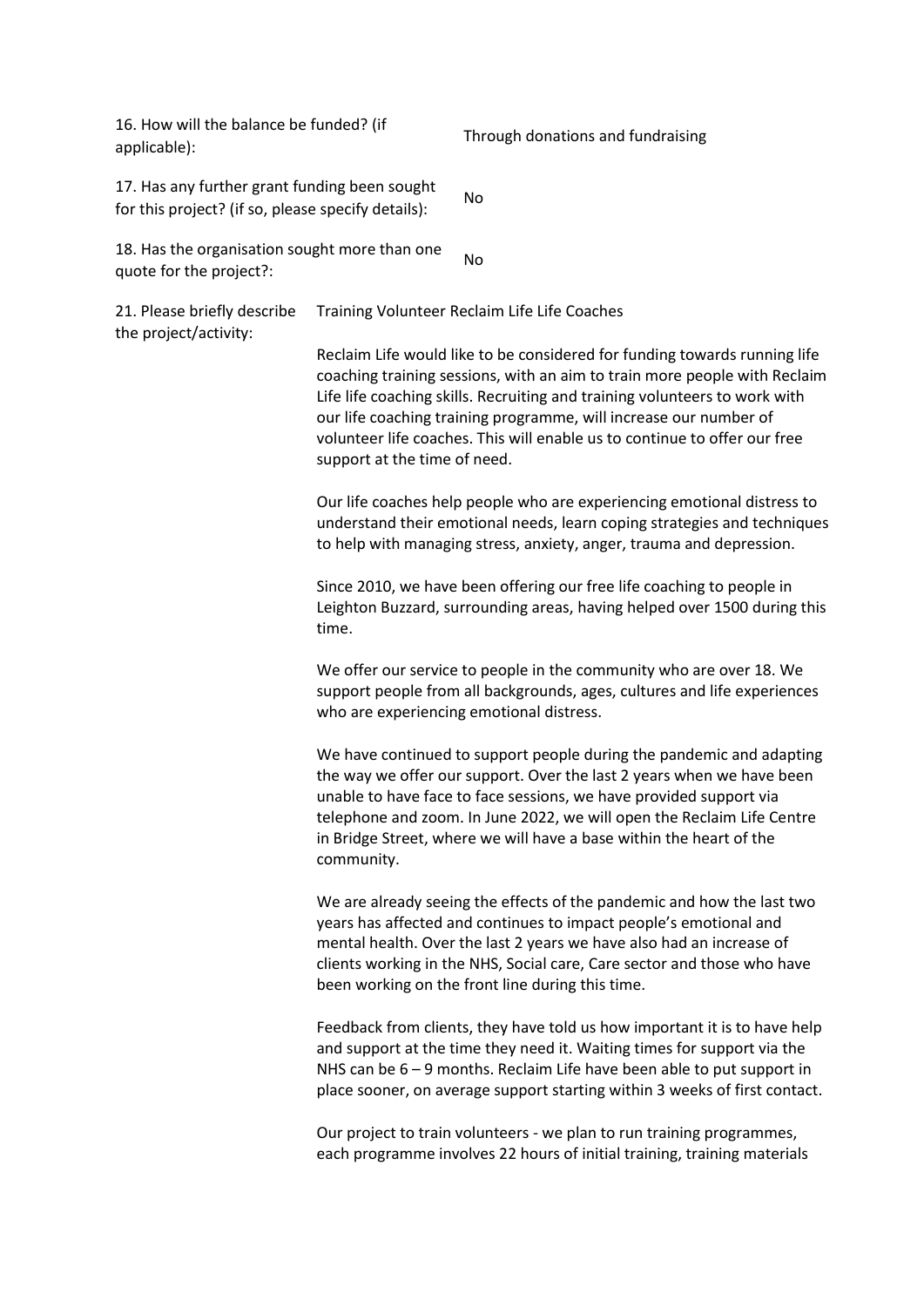| | |
|---|---|
| 16. How will the balance be funded? (if applicable): | Through donations and fundraising |
| 17. Has any further grant funding been sought for this project? (if so, please specify details): | No |
| 18. Has the organisation sought more than one quote for the project?: | No |

21. Please briefly describe the project/activity:

Training Volunteer Reclaim Life Life Coaches

Reclaim Life would like to be considered for funding towards running life coaching training sessions, with an aim to train more people with Reclaim Life life coaching skills. Recruiting and training volunteers to work with our life coaching training programme, will increase our number of volunteer life coaches. This will enable us to continue to offer our free support at the time of need.

Our life coaches help people who are experiencing emotional distress to understand their emotional needs, learn coping strategies and techniques to help with managing stress, anxiety, anger, trauma and depression.

Since 2010, we have been offering our free life coaching to people in Leighton Buzzard, surrounding areas, having helped over 1500 during this time.

We offer our service to people in the community who are over 18. We support people from all backgrounds, ages, cultures and life experiences who are experiencing emotional distress.

We have continued to support people during the pandemic and adapting the way we offer our support. Over the last 2 years when we have been unable to have face to face sessions, we have provided support via telephone and zoom. In June 2022, we will open the Reclaim Life Centre in Bridge Street, where we will have a base within the heart of the community.

We are already seeing the effects of the pandemic and how the last two years has affected and continues to impact people's emotional and mental health. Over the last 2 years we have also had an increase of clients working in the NHS, Social care, Care sector and those who have been working on the front line during this time.

Feedback from clients, they have told us how important it is to have help and support at the time they need it. Waiting times for support via the NHS can be 6 – 9 months. Reclaim Life have been able to put support in place sooner, on average support starting within 3 weeks of first contact.

Our project to train volunteers - we plan to run training programmes, each programme involves 22 hours of initial training, training materials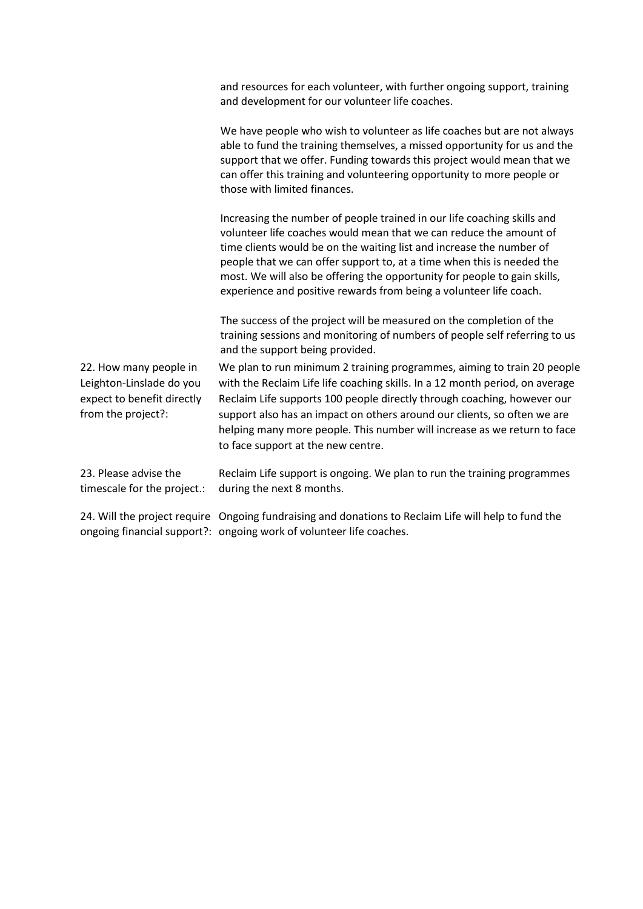|  |  |
|---|---|
|  | and resources for each volunteer, with further ongoing support, training and development for our volunteer life coaches.<br><br>We have people who wish to volunteer as life coaches but are not always able to fund the training themselves, a missed opportunity for us and the support that we offer. Funding towards this project would mean that we can offer this training and volunteering opportunity to more people or those with limited finances.<br><br>Increasing the number of people trained in our life coaching skills and volunteer life coaches would mean that we can reduce the amount of time clients would be on the waiting list and increase the number of people that we can offer support to, at a time when this is needed the most. We will also be offering the opportunity for people to gain skills, experience and positive rewards from being a volunteer life coach.<br><br>The success of the project will be measured on the completion of the training sessions and monitoring of numbers of people self referring to us and the support being provided. |
| 22. How many people in Leighton-Linslade do you expect to benefit directly from the project?: | We plan to run minimum 2 training programmes, aiming to train 20 people with the Reclaim Life life coaching skills. In a 12 month period, on average Reclaim Life supports 100 people directly through coaching, however our support also has an impact on others around our clients, so often we are helping many more people. This number will increase as we return to face to face support at the new centre. |
| 23. Please advise the timescale for the project.: | Reclaim Life support is ongoing. We plan to run the training programmes during the next 8 months. |
| 24. Will the project require ongoing financial support?: | Ongoing fundraising and donations to Reclaim Life will help to fund the ongoing work of volunteer life coaches. |